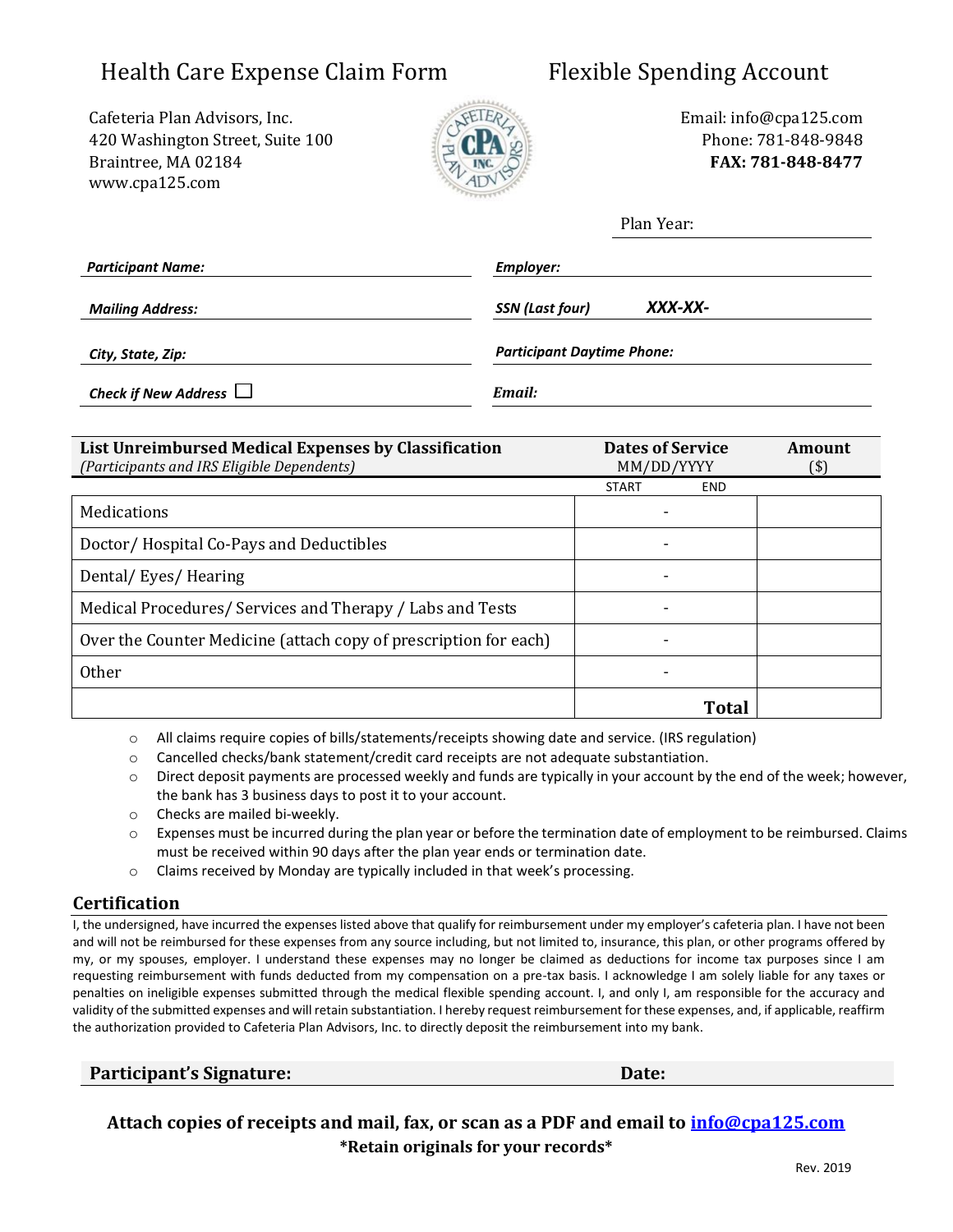# Health Care Expense Claim Form

# Flexible Spending Account

Cafeteria Plan Advisors, Inc.
420 Washington Street, Suite 100
Braintree, MA 02184
www.cpa125.com

Email: info@cpa125.com
Phone: 781-848-9848
**FAX: 781-848-8477**

Plan Year: ____________________

| | |
|---|---|
| ***Participant Name:*** | ***Employer:*** |
| ***Mailing Address:*** | ***SSN (Last four)*** ***XXX-XX-*** |
| ***City, State, Zip:*** | ***Participant Daytime Phone:*** |
| ***Check if New Address*** ☐ | ***Email:*** |

| **List Unreimbursed Medical Expenses by Classification** *(Participants and IRS Eligible Dependents)* | **Dates of Service** MM/DD/YYYY START - END | **Amount** ($) |
|---|---|---|
| Medications | - | |
| Doctor/ Hospital Co-Pays and Deductibles | - | |
| Dental/ Eyes/ Hearing | - | |
| Medical Procedures/ Services and Therapy / Labs and Tests | - | |
| Over the Counter Medicine (attach copy of prescription for each) | - | |
| Other | - | |
| | **Total** | |

- All claims require copies of bills/statements/receipts showing date and service. (IRS regulation)
- Cancelled checks/bank statement/credit card receipts are not adequate substantiation.
- Direct deposit payments are processed weekly and funds are typically in your account by the end of the week; however, the bank has 3 business days to post it to your account.
- Checks are mailed bi-weekly.
- Expenses must be incurred during the plan year or before the termination date of employment to be reimbursed. Claims must be received within 90 days after the plan year ends or termination date.
- Claims received by Monday are typically included in that week's processing.

## Certification

I, the undersigned, have incurred the expenses listed above that qualify for reimbursement under my employer's cafeteria plan. I have not been and will not be reimbursed for these expenses from any source including, but not limited to, insurance, this plan, or other programs offered by my, or my spouses, employer. I understand these expenses may no longer be claimed as deductions for income tax purposes since I am requesting reimbursement with funds deducted from my compensation on a pre-tax basis. I acknowledge I am solely liable for any taxes or penalties on ineligible expenses submitted through the medical flexible spending account. I, and only I, am responsible for the accuracy and validity of the submitted expenses and will retain substantiation. I hereby request reimbursement for these expenses, and, if applicable, reaffirm the authorization provided to Cafeteria Plan Advisors, Inc. to directly deposit the reimbursement into my bank.

**Participant's Signature:** ______________________ **Date:** __________

**Attach copies of receipts and mail, fax, or scan as a PDF and email to info@cpa125.com**
***Retain originals for your records***

Rev. 2019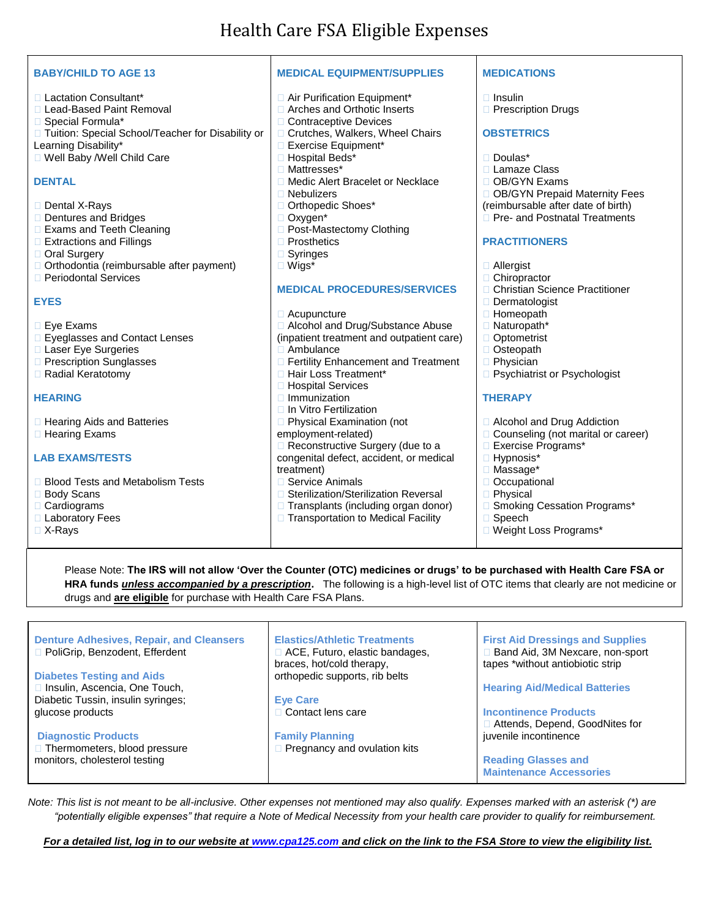# Health Care FSA Eligible Expenses

### BABY/CHILD TO AGE 13

- Lactation Consultant*
- Lead-Based Paint Removal
- Special Formula*
- Tuition: Special School/Teacher for Disability or Learning Disability*
- Well Baby /Well Child Care

### DENTAL

- Dental X-Rays
- Dentures and Bridges
- Exams and Teeth Cleaning
- Extractions and Fillings
- Oral Surgery
- Orthodontia (reimbursable after payment)
- Periodontal Services

### EYES

- Eye Exams
- Eyeglasses and Contact Lenses
- Laser Eye Surgeries
- Prescription Sunglasses
- Radial Keratotomy

### HEARING

- Hearing Aids and Batteries
- Hearing Exams

### LAB EXAMS/TESTS

- Blood Tests and Metabolism Tests
- Body Scans
- Cardiograms
- Laboratory Fees
- X-Rays

### MEDICAL EQUIPMENT/SUPPLIES

- Air Purification Equipment*
- Arches and Orthotic Inserts
- Contraceptive Devices
- Crutches, Walkers, Wheel Chairs
- Exercise Equipment*
- Hospital Beds*
- Mattresses*
- Medic Alert Bracelet or Necklace
- Nebulizers
- Orthopedic Shoes*
- Oxygen*
- Post-Mastectomy Clothing
- Prosthetics
- Syringes
- Wigs*

### MEDICAL PROCEDURES/SERVICES

- Acupuncture
- Alcohol and Drug/Substance Abuse (inpatient treatment and outpatient care)
- Ambulance
- Fertility Enhancement and Treatment
- Hair Loss Treatment*
- Hospital Services
- Immunization
- In Vitro Fertilization
- Physical Examination (not employment-related)
- Reconstructive Surgery (due to a congenital defect, accident, or medical treatment)
- Service Animals
- Sterilization/Sterilization Reversal
- Transplants (including organ donor)
- Transportation to Medical Facility

### MEDICATIONS

- Insulin
- Prescription Drugs

### OBSTETRICS

- Doulas*
- Lamaze Class
- OB/GYN Exams
- OB/GYN Prepaid Maternity Fees (reimbursable after date of birth)
- Pre- and Postnatal Treatments

### PRACTITIONERS

- Allergist
- Chiropractor
- Christian Science Practitioner
- Dermatologist
- Homeopath
- Naturopath*
- Optometrist
- Osteopath
- Physician
- Psychiatrist or Psychologist

### THERAPY

- Alcohol and Drug Addiction
- Counseling (not marital or career)
- Exercise Programs*
- Hypnosis*
- Massage*
- Occupational
- Physical
- Smoking Cessation Programs*
- Speech
- Weight Loss Programs*

Please Note: **The IRS will not allow 'Over the Counter (OTC) medicines or drugs' to be purchased with Health Care FSA or HRA funds *<u>unless accompanied by a prescription</u>*.** The following is a high-level list of OTC items that clearly are not medicine or drugs and **<u>are eligible</u>** for purchase with Health Care FSA Plans.

**Denture Adhesives, Repair, and Cleansers**
- PoliGrip, Benzodent, Efferdent

**Diabetes Testing and Aids**
- Insulin, Ascencia, One Touch, Diabetic Tussin, insulin syringes; glucose products

**Diagnostic Products**
- Thermometers, blood pressure monitors, cholesterol testing

**Elastics/Athletic Treatments**
- ACE, Futuro, elastic bandages, braces, hot/cold therapy, orthopedic supports, rib belts

**Eye Care**
- Contact lens care

**Family Planning**
- Pregnancy and ovulation kits

**First Aid Dressings and Supplies**
- Band Aid, 3M Nexcare, non-sport tapes *without antiobiotic strip

**Hearing Aid/Medical Batteries**

**Incontinence Products**
- Attends, Depend, GoodNites for juvenile incontinence

**Reading Glasses and Maintenance Accessories**

*Note: This list is not meant to be all-inclusive. Other expenses not mentioned may also qualify. Expenses marked with an asterisk (*) are "potentially eligible expenses" that require a Note of Medical Necessity from your health care provider to qualify for reimbursement.*

***<u>For a detailed list, log in to our website at www.cpa125.com and click on the link to the FSA Store to view the eligibility list.</u>***